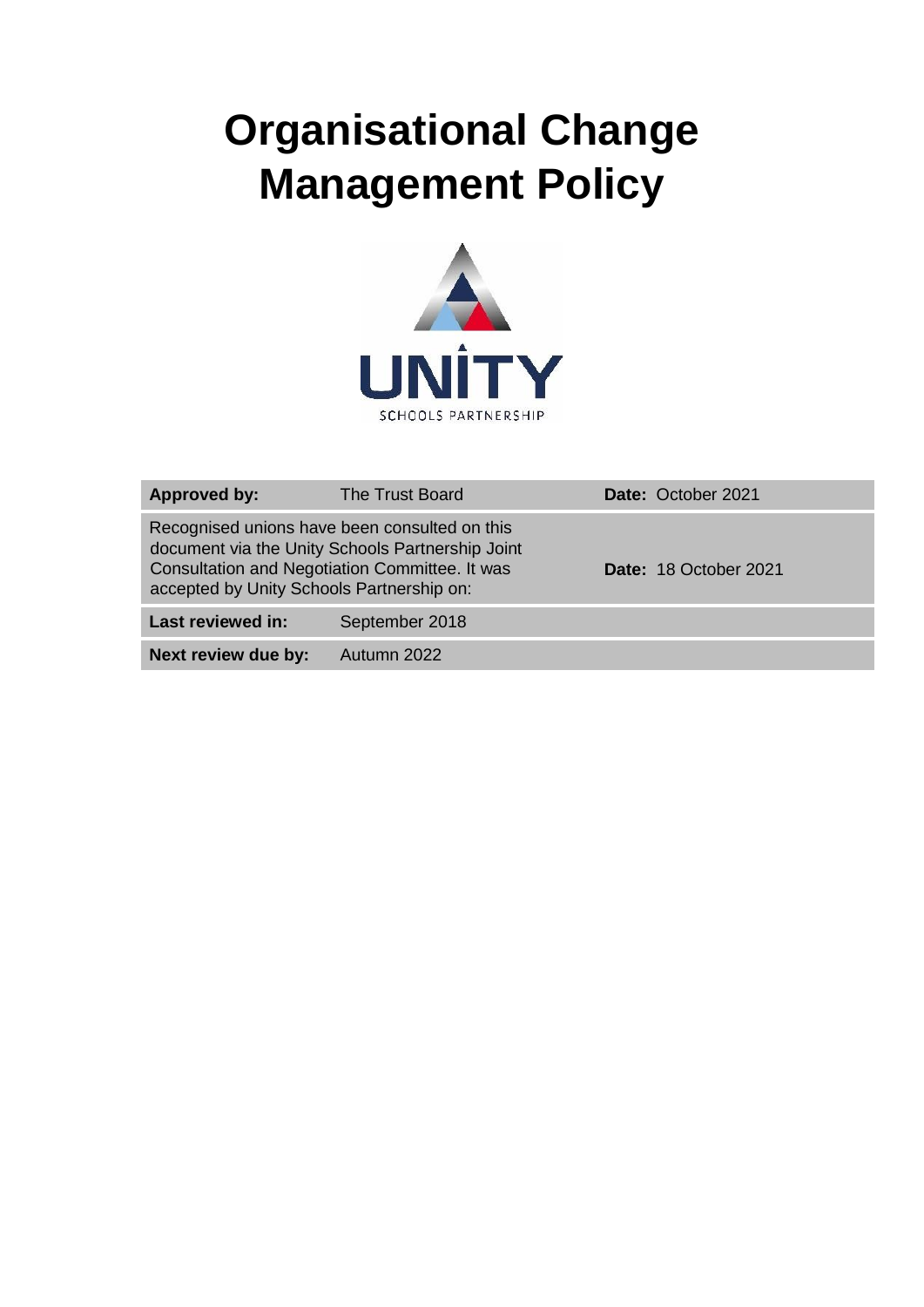# Organisational Change Management Policy

| Approved by: | The Trust Board | Date: October 2021 |
|---|---|---|
| Recognised unions have been consulted on this document via the Unity Schools Partnership Joint Consultation and Negotiation Committee. It was accepted by Unity Schools Partnership on: | | Date: 18 October 2021 |
| Last reviewed in: | September 2018 | |
| Next review due by: | Autumn 2022 | |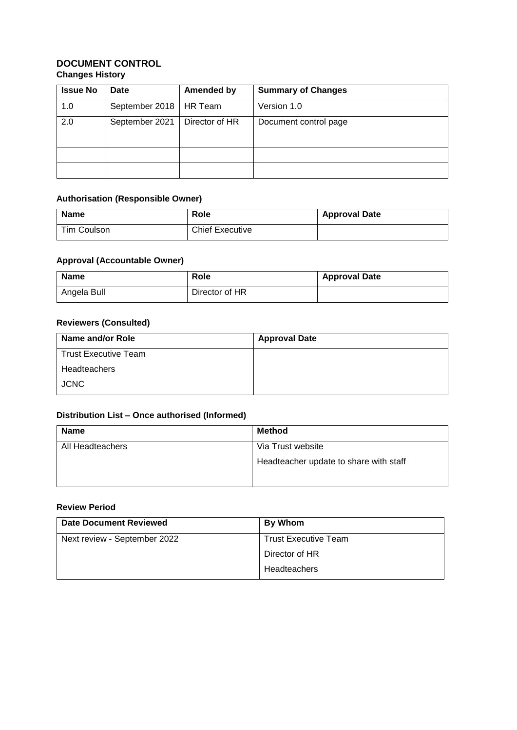# DOCUMENT CONTROL

### Changes History

| Issue No | Date | Amended by | Summary of Changes |
|---|---|---|---|
| 1.0 | September 2018 | HR Team | Version 1.0 |
| 2.0 | September 2021 | Director of HR | Document control page |
| | | | |
| | | | |

### Authorisation (Responsible Owner)

| Name | Role | Approval Date |
|---|---|---|
| Tim Coulson | Chief Executive | |

### Approval (Accountable Owner)

| Name | Role | Approval Date |
|---|---|---|
| Angela Bull | Director of HR | |

### Reviewers (Consulted)

| Name and/or Role | Approval Date |
|---|---|
| Trust Executive Team<br>Headteachers<br>JCNC | |

### Distribution List – Once authorised (Informed)

| Name | Method |
|---|---|
| All Headteachers | Via Trust website<br>Headteacher update to share with staff |

### Review Period

| Date Document Reviewed | By Whom |
|---|---|
| Next review - September 2022 | Trust Executive Team<br>Director of HR<br>Headteachers |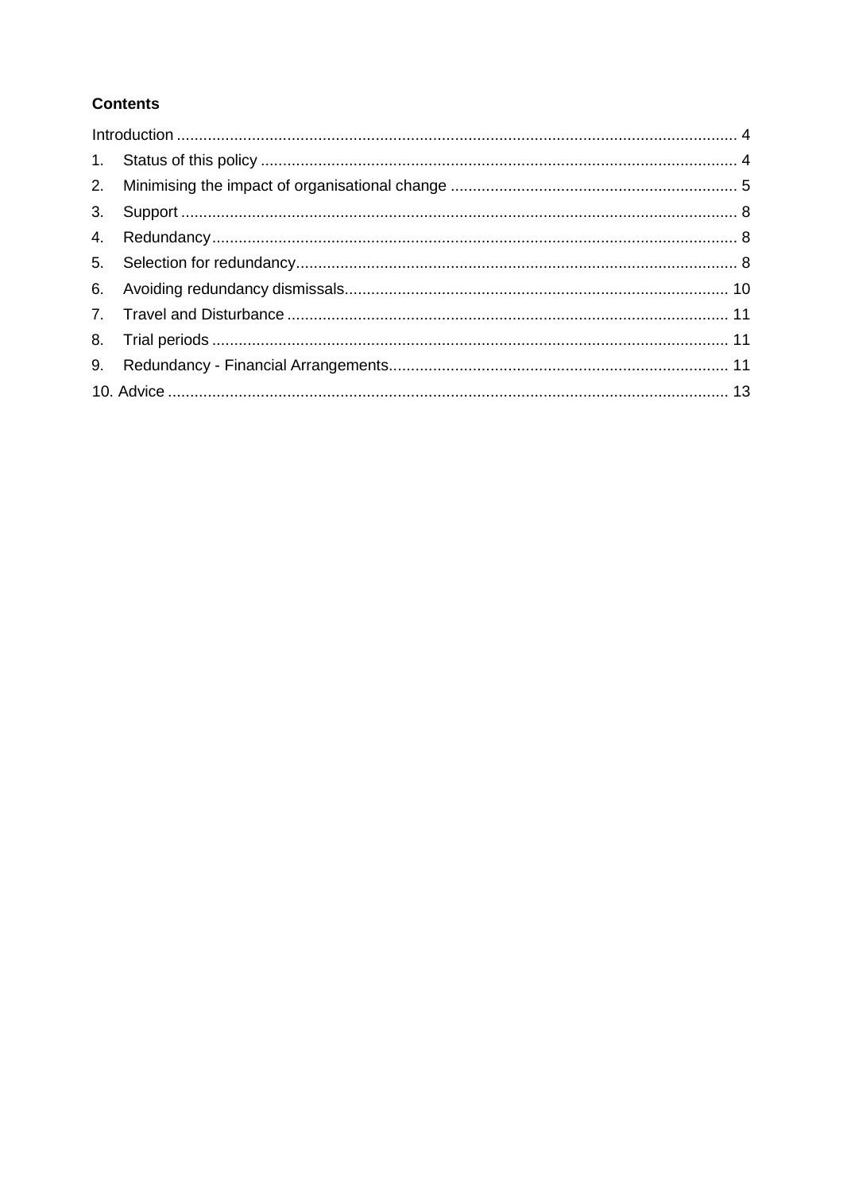**Contents**

Introduction ........................................................................................................................... 4
1. Status of this policy ........................................................................................................... 4
2. Minimising the impact of organisational change ................................................................. 5
3. Support ............................................................................................................................. 8
4. Redundancy ....................................................................................................................... 8
5. Selection for redundancy ................................................................................................... 8
6. Avoiding redundancy dismissals ....................................................................................... 10
7. Travel and Disturbance .................................................................................................... 11
8. Trial periods ..................................................................................................................... 11
9. Redundancy - Financial Arrangements ............................................................................. 11
10. Advice ............................................................................................................................. 13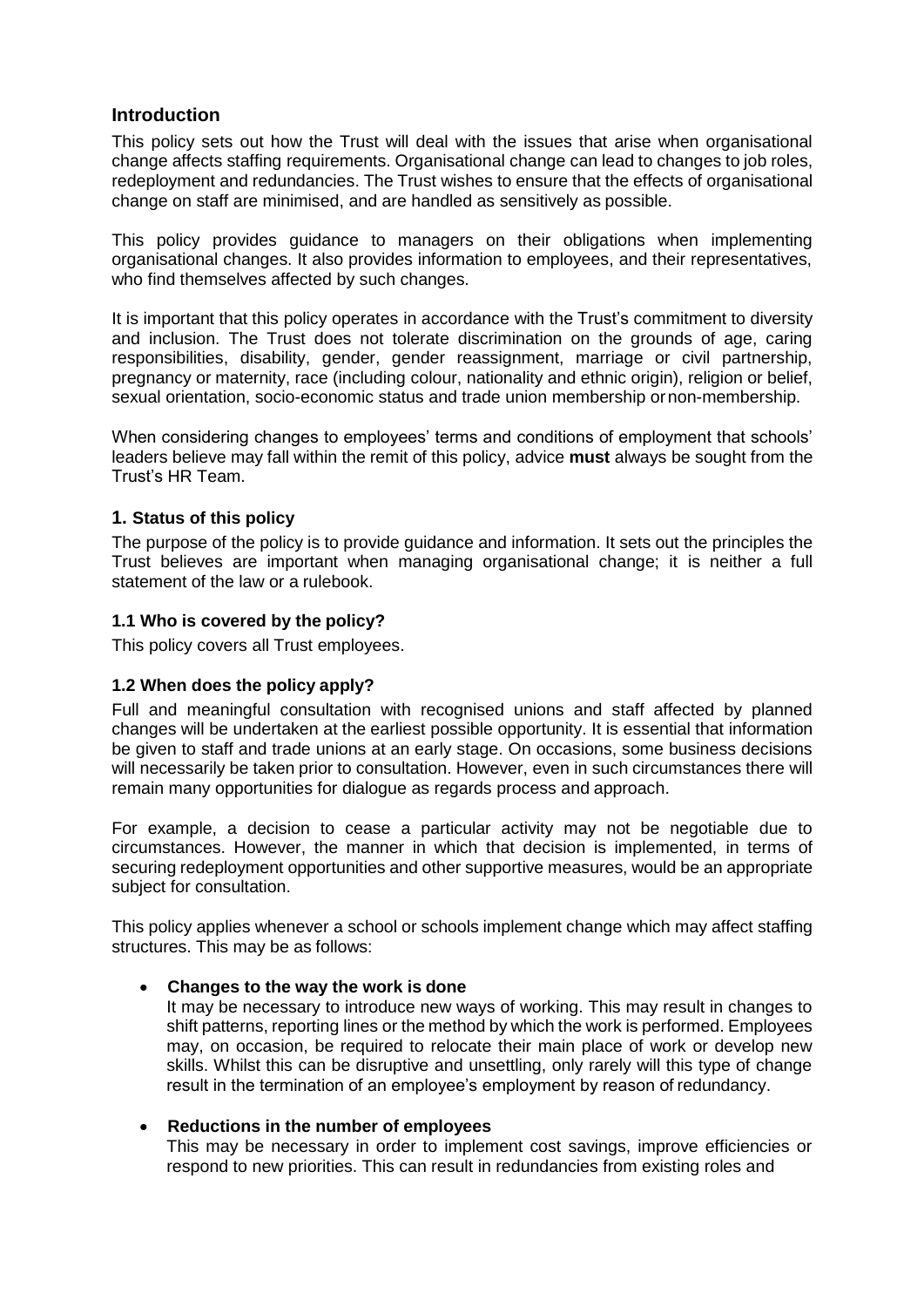## Introduction

This policy sets out how the Trust will deal with the issues that arise when organisational change affects staffing requirements. Organisational change can lead to changes to job roles, redeployment and redundancies. The Trust wishes to ensure that the effects of organisational change on staff are minimised, and are handled as sensitively as possible.

This policy provides guidance to managers on their obligations when implementing organisational changes. It also provides information to employees, and their representatives, who find themselves affected by such changes.

It is important that this policy operates in accordance with the Trust's commitment to diversity and inclusion. The Trust does not tolerate discrimination on the grounds of age, caring responsibilities, disability, gender, gender reassignment, marriage or civil partnership, pregnancy or maternity, race (including colour, nationality and ethnic origin), religion or belief, sexual orientation, socio-economic status and trade union membership or non-membership.

When considering changes to employees' terms and conditions of employment that schools' leaders believe may fall within the remit of this policy, advice **must** always be sought from the Trust's HR Team.

### 1. Status of this policy

The purpose of the policy is to provide guidance and information. It sets out the principles the Trust believes are important when managing organisational change; it is neither a full statement of the law or a rulebook.

#### 1.1 Who is covered by the policy?

This policy covers all Trust employees.

#### 1.2 When does the policy apply?

Full and meaningful consultation with recognised unions and staff affected by planned changes will be undertaken at the earliest possible opportunity. It is essential that information be given to staff and trade unions at an early stage. On occasions, some business decisions will necessarily be taken prior to consultation. However, even in such circumstances there will remain many opportunities for dialogue as regards process and approach.

For example, a decision to cease a particular activity may not be negotiable due to circumstances. However, the manner in which that decision is implemented, in terms of securing redeployment opportunities and other supportive measures, would be an appropriate subject for consultation.

This policy applies whenever a school or schools implement change which may affect staffing structures. This may be as follows:

- **Changes to the way the work is done**
  It may be necessary to introduce new ways of working. This may result in changes to shift patterns, reporting lines or the method by which the work is performed. Employees may, on occasion, be required to relocate their main place of work or develop new skills. Whilst this can be disruptive and unsettling, only rarely will this type of change result in the termination of an employee's employment by reason of redundancy.

- **Reductions in the number of employees**
  This may be necessary in order to implement cost savings, improve efficiencies or respond to new priorities. This can result in redundancies from existing roles and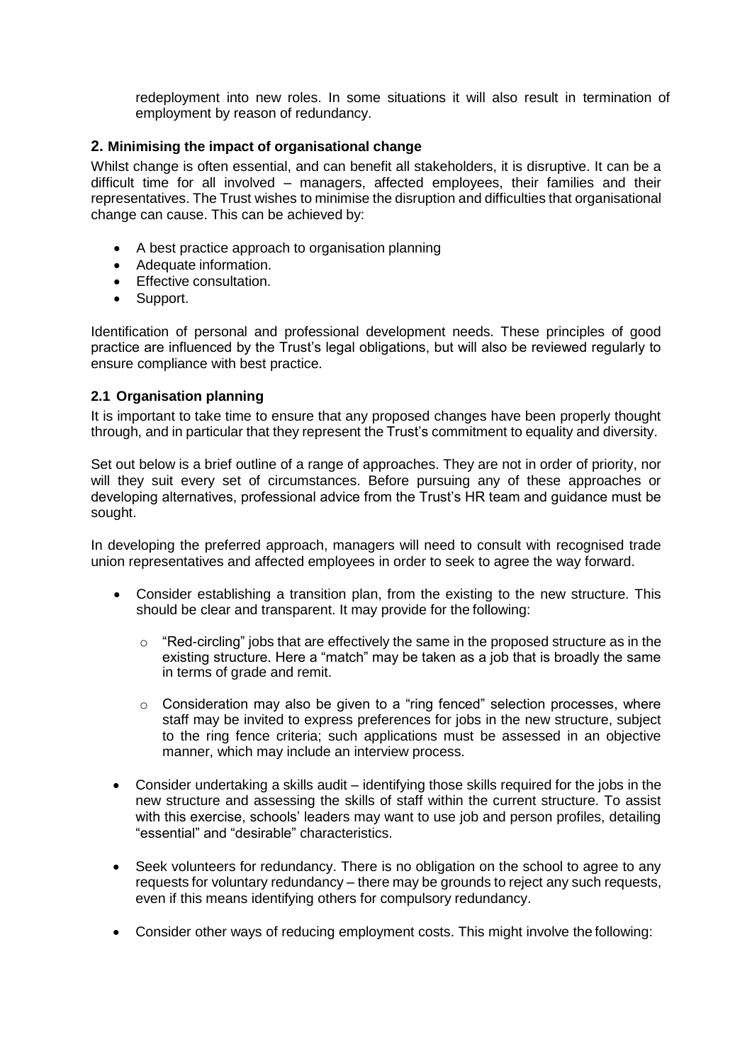redeployment into new roles. In some situations it will also result in termination of employment by reason of redundancy.

## 2. Minimising the impact of organisational change

Whilst change is often essential, and can benefit all stakeholders, it is disruptive. It can be a difficult time for all involved – managers, affected employees, their families and their representatives. The Trust wishes to minimise the disruption and difficulties that organisational change can cause. This can be achieved by:

- A best practice approach to organisation planning
- Adequate information.
- Effective consultation.
- Support.

Identification of personal and professional development needs. These principles of good practice are influenced by the Trust's legal obligations, but will also be reviewed regularly to ensure compliance with best practice.

### 2.1 Organisation planning

It is important to take time to ensure that any proposed changes have been properly thought through, and in particular that they represent the Trust's commitment to equality and diversity.

Set out below is a brief outline of a range of approaches. They are not in order of priority, nor will they suit every set of circumstances. Before pursuing any of these approaches or developing alternatives, professional advice from the Trust's HR team and guidance must be sought.

In developing the preferred approach, managers will need to consult with recognised trade union representatives and affected employees in order to seek to agree the way forward.

- Consider establishing a transition plan, from the existing to the new structure. This should be clear and transparent. It may provide for the following:
  - "Red-circling" jobs that are effectively the same in the proposed structure as in the existing structure. Here a "match" may be taken as a job that is broadly the same in terms of grade and remit.
  - Consideration may also be given to a "ring fenced" selection processes, where staff may be invited to express preferences for jobs in the new structure, subject to the ring fence criteria; such applications must be assessed in an objective manner, which may include an interview process.
- Consider undertaking a skills audit – identifying those skills required for the jobs in the new structure and assessing the skills of staff within the current structure. To assist with this exercise, schools' leaders may want to use job and person profiles, detailing "essential" and "desirable" characteristics.
- Seek volunteers for redundancy. There is no obligation on the school to agree to any requests for voluntary redundancy – there may be grounds to reject any such requests, even if this means identifying others for compulsory redundancy.
- Consider other ways of reducing employment costs. This might involve the following: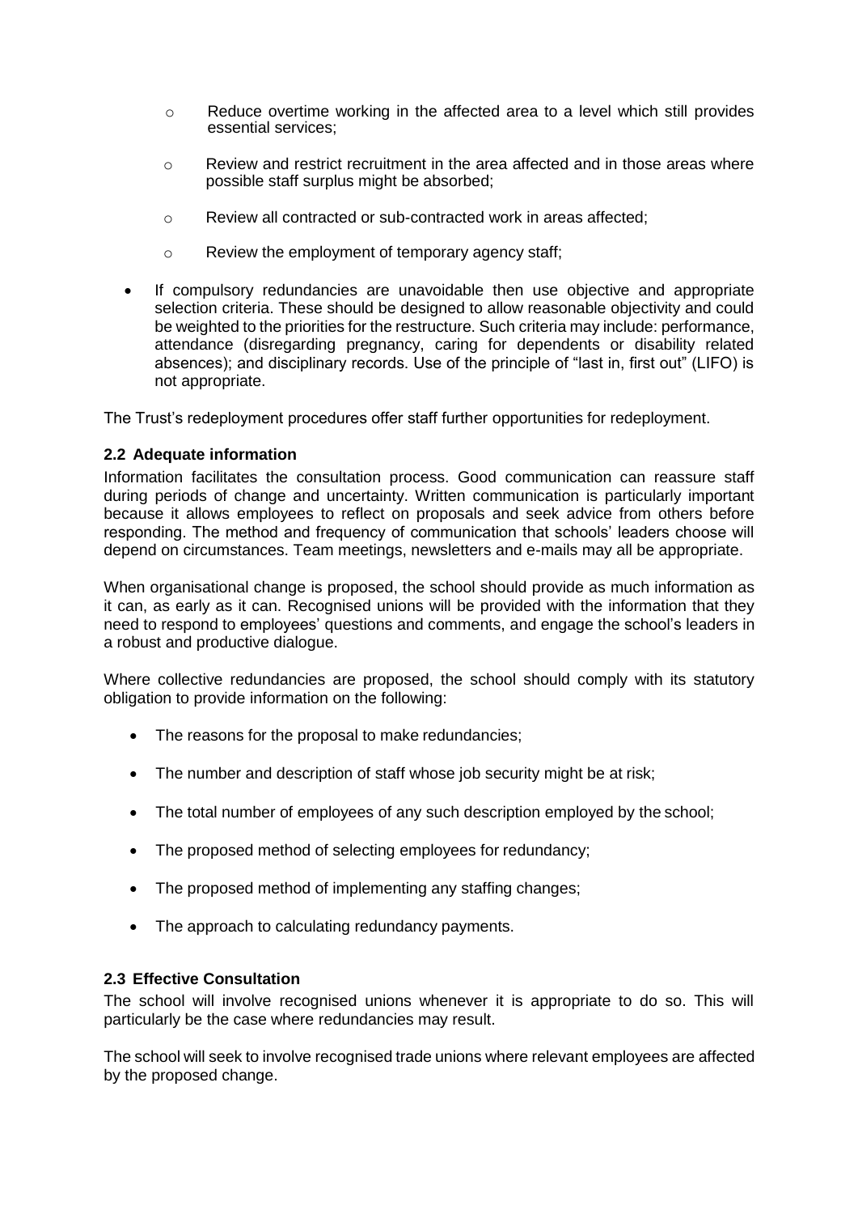- Reduce overtime working in the affected area to a level which still provides essential services;
    - Review and restrict recruitment in the area affected and in those areas where possible staff surplus might be absorbed;
    - Review all contracted or sub-contracted work in areas affected;
    - Review the employment of temporary agency staff;
- If compulsory redundancies are unavoidable then use objective and appropriate selection criteria. These should be designed to allow reasonable objectivity and could be weighted to the priorities for the restructure. Such criteria may include: performance, attendance (disregarding pregnancy, caring for dependents or disability related absences); and disciplinary records. Use of the principle of "last in, first out" (LIFO) is not appropriate.

The Trust's redeployment procedures offer staff further opportunities for redeployment.

### 2.2 Adequate information

Information facilitates the consultation process. Good communication can reassure staff during periods of change and uncertainty. Written communication is particularly important because it allows employees to reflect on proposals and seek advice from others before responding. The method and frequency of communication that schools' leaders choose will depend on circumstances. Team meetings, newsletters and e-mails may all be appropriate.

When organisational change is proposed, the school should provide as much information as it can, as early as it can. Recognised unions will be provided with the information that they need to respond to employees' questions and comments, and engage the school's leaders in a robust and productive dialogue.

Where collective redundancies are proposed, the school should comply with its statutory obligation to provide information on the following:

- The reasons for the proposal to make redundancies;
- The number and description of staff whose job security might be at risk;
- The total number of employees of any such description employed by the school;
- The proposed method of selecting employees for redundancy;
- The proposed method of implementing any staffing changes;
- The approach to calculating redundancy payments.

### 2.3 Effective Consultation

The school will involve recognised unions whenever it is appropriate to do so. This will particularly be the case where redundancies may result.

The school will seek to involve recognised trade unions where relevant employees are affected by the proposed change.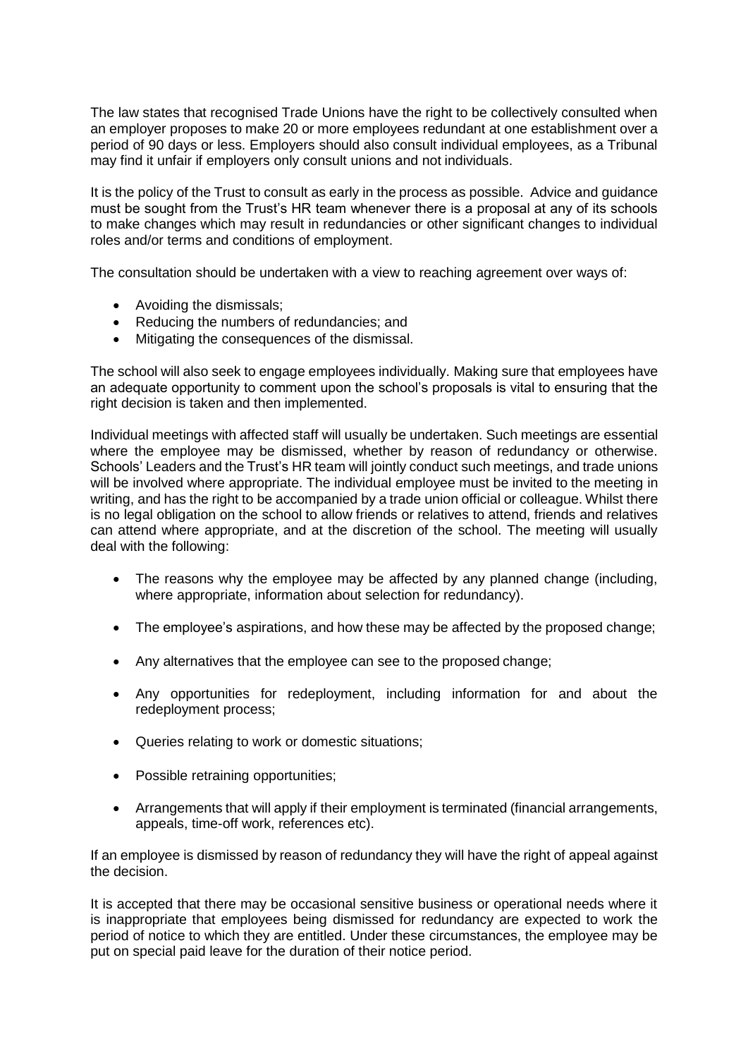The law states that recognised Trade Unions have the right to be collectively consulted when an employer proposes to make 20 or more employees redundant at one establishment over a period of 90 days or less. Employers should also consult individual employees, as a Tribunal may find it unfair if employers only consult unions and not individuals.

It is the policy of the Trust to consult as early in the process as possible. Advice and guidance must be sought from the Trust's HR team whenever there is a proposal at any of its schools to make changes which may result in redundancies or other significant changes to individual roles and/or terms and conditions of employment.

The consultation should be undertaken with a view to reaching agreement over ways of:

- Avoiding the dismissals;
- Reducing the numbers of redundancies; and
- Mitigating the consequences of the dismissal.

The school will also seek to engage employees individually. Making sure that employees have an adequate opportunity to comment upon the school's proposals is vital to ensuring that the right decision is taken and then implemented.

Individual meetings with affected staff will usually be undertaken. Such meetings are essential where the employee may be dismissed, whether by reason of redundancy or otherwise. Schools' Leaders and the Trust's HR team will jointly conduct such meetings, and trade unions will be involved where appropriate. The individual employee must be invited to the meeting in writing, and has the right to be accompanied by a trade union official or colleague. Whilst there is no legal obligation on the school to allow friends or relatives to attend, friends and relatives can attend where appropriate, and at the discretion of the school. The meeting will usually deal with the following:

- The reasons why the employee may be affected by any planned change (including, where appropriate, information about selection for redundancy).
- The employee's aspirations, and how these may be affected by the proposed change;
- Any alternatives that the employee can see to the proposed change;
- Any opportunities for redeployment, including information for and about the redeployment process;
- Queries relating to work or domestic situations;
- Possible retraining opportunities;
- Arrangements that will apply if their employment is terminated (financial arrangements, appeals, time-off work, references etc).

If an employee is dismissed by reason of redundancy they will have the right of appeal against the decision.

It is accepted that there may be occasional sensitive business or operational needs where it is inappropriate that employees being dismissed for redundancy are expected to work the period of notice to which they are entitled. Under these circumstances, the employee may be put on special paid leave for the duration of their notice period.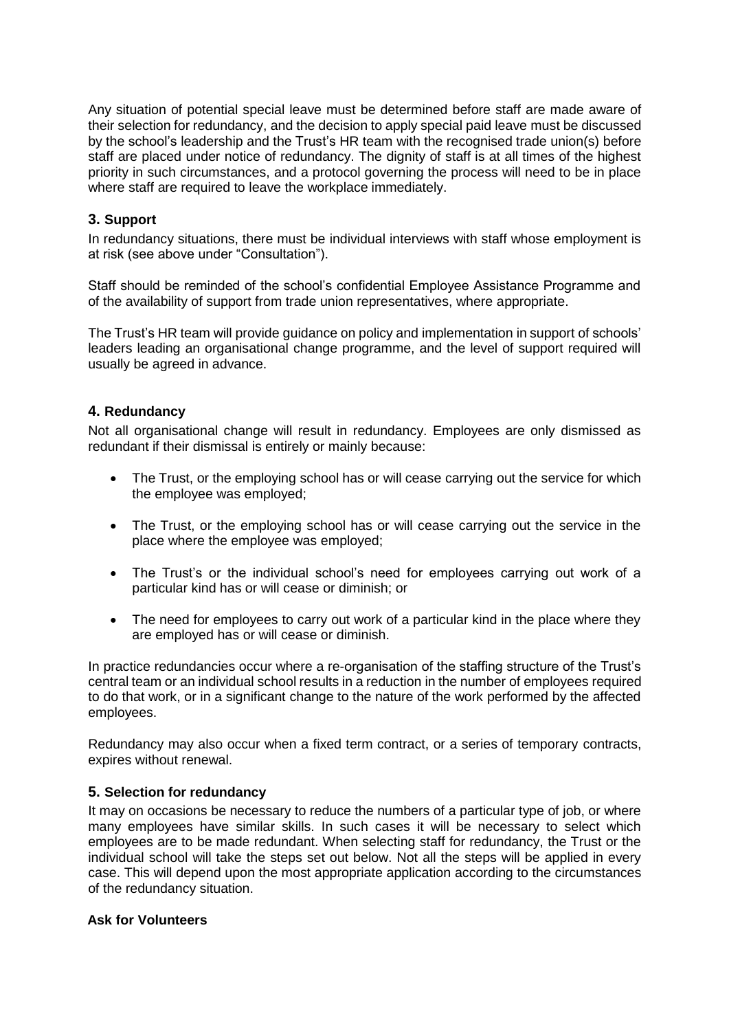Any situation of potential special leave must be determined before staff are made aware of their selection for redundancy, and the decision to apply special paid leave must be discussed by the school's leadership and the Trust's HR team with the recognised trade union(s) before staff are placed under notice of redundancy. The dignity of staff is at all times of the highest priority in such circumstances, and a protocol governing the process will need to be in place where staff are required to leave the workplace immediately.

## 3. Support

In redundancy situations, there must be individual interviews with staff whose employment is at risk (see above under "Consultation").

Staff should be reminded of the school's confidential Employee Assistance Programme and of the availability of support from trade union representatives, where appropriate.

The Trust's HR team will provide guidance on policy and implementation in support of schools' leaders leading an organisational change programme, and the level of support required will usually be agreed in advance.

## 4. Redundancy

Not all organisational change will result in redundancy. Employees are only dismissed as redundant if their dismissal is entirely or mainly because:

- The Trust, or the employing school has or will cease carrying out the service for which the employee was employed;
- The Trust, or the employing school has or will cease carrying out the service in the place where the employee was employed;
- The Trust's or the individual school's need for employees carrying out work of a particular kind has or will cease or diminish; or
- The need for employees to carry out work of a particular kind in the place where they are employed has or will cease or diminish.

In practice redundancies occur where a re-organisation of the staffing structure of the Trust's central team or an individual school results in a reduction in the number of employees required to do that work, or in a significant change to the nature of the work performed by the affected employees.

Redundancy may also occur when a fixed term contract, or a series of temporary contracts, expires without renewal.

## 5. Selection for redundancy

It may on occasions be necessary to reduce the numbers of a particular type of job, or where many employees have similar skills. In such cases it will be necessary to select which employees are to be made redundant. When selecting staff for redundancy, the Trust or the individual school will take the steps set out below. Not all the steps will be applied in every case. This will depend upon the most appropriate application according to the circumstances of the redundancy situation.

**Ask for Volunteers**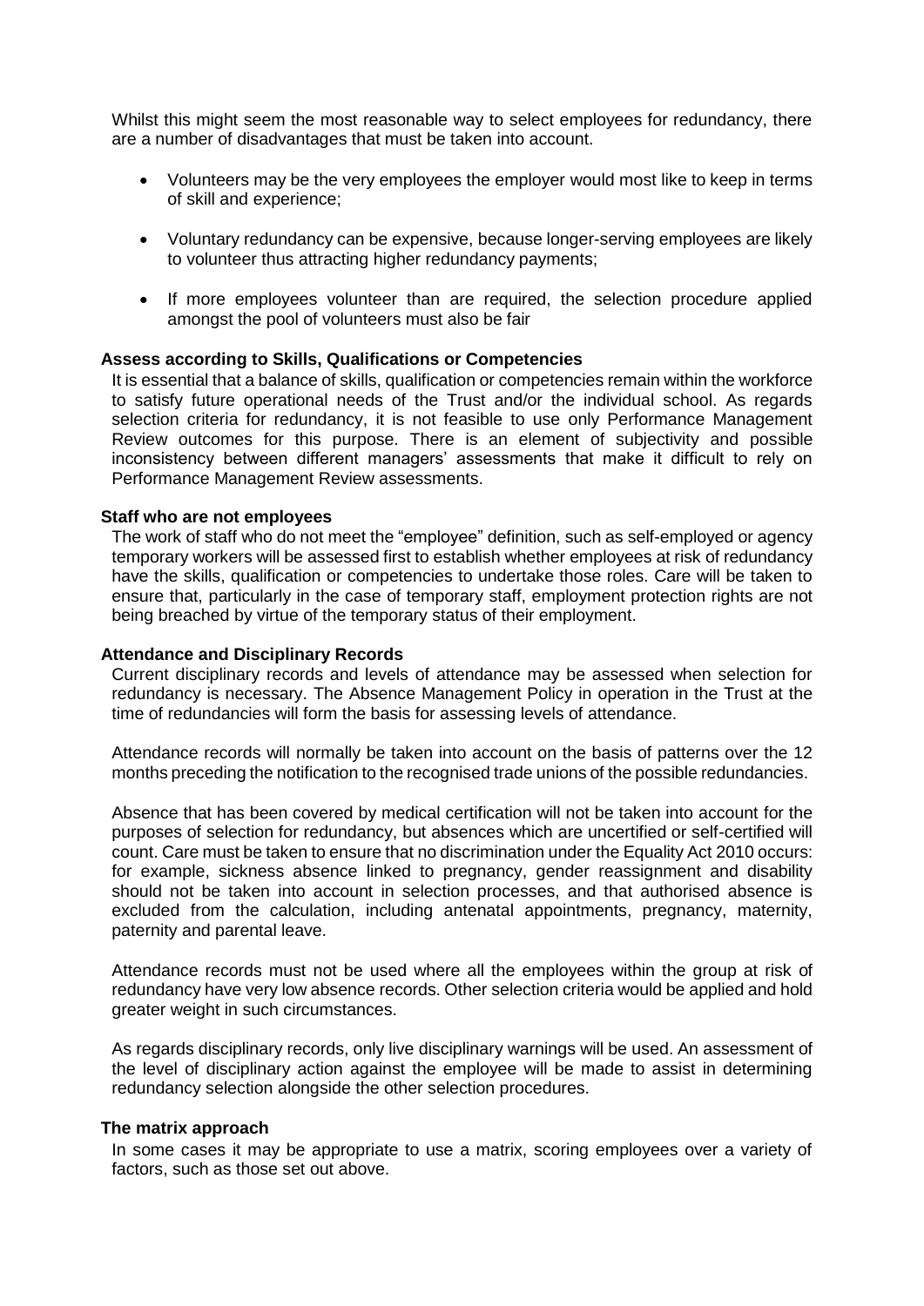Whilst this might seem the most reasonable way to select employees for redundancy, there are a number of disadvantages that must be taken into account.

- Volunteers may be the very employees the employer would most like to keep in terms of skill and experience;
- Voluntary redundancy can be expensive, because longer-serving employees are likely to volunteer thus attracting higher redundancy payments;
- If more employees volunteer than are required, the selection procedure applied amongst the pool of volunteers must also be fair

**Assess according to Skills, Qualifications or Competencies**

It is essential that a balance of skills, qualification or competencies remain within the workforce to satisfy future operational needs of the Trust and/or the individual school. As regards selection criteria for redundancy, it is not feasible to use only Performance Management Review outcomes for this purpose. There is an element of subjectivity and possible inconsistency between different managers' assessments that make it difficult to rely on Performance Management Review assessments.

**Staff who are not employees**

The work of staff who do not meet the "employee" definition, such as self-employed or agency temporary workers will be assessed first to establish whether employees at risk of redundancy have the skills, qualification or competencies to undertake those roles. Care will be taken to ensure that, particularly in the case of temporary staff, employment protection rights are not being breached by virtue of the temporary status of their employment.

**Attendance and Disciplinary Records**

Current disciplinary records and levels of attendance may be assessed when selection for redundancy is necessary. The Absence Management Policy in operation in the Trust at the time of redundancies will form the basis for assessing levels of attendance.

Attendance records will normally be taken into account on the basis of patterns over the 12 months preceding the notification to the recognised trade unions of the possible redundancies.

Absence that has been covered by medical certification will not be taken into account for the purposes of selection for redundancy, but absences which are uncertified or self-certified will count. Care must be taken to ensure that no discrimination under the Equality Act 2010 occurs: for example, sickness absence linked to pregnancy, gender reassignment and disability should not be taken into account in selection processes, and that authorised absence is excluded from the calculation, including antenatal appointments, pregnancy, maternity, paternity and parental leave.

Attendance records must not be used where all the employees within the group at risk of redundancy have very low absence records. Other selection criteria would be applied and hold greater weight in such circumstances.

As regards disciplinary records, only live disciplinary warnings will be used. An assessment of the level of disciplinary action against the employee will be made to assist in determining redundancy selection alongside the other selection procedures.

**The matrix approach**

In some cases it may be appropriate to use a matrix, scoring employees over a variety of factors, such as those set out above.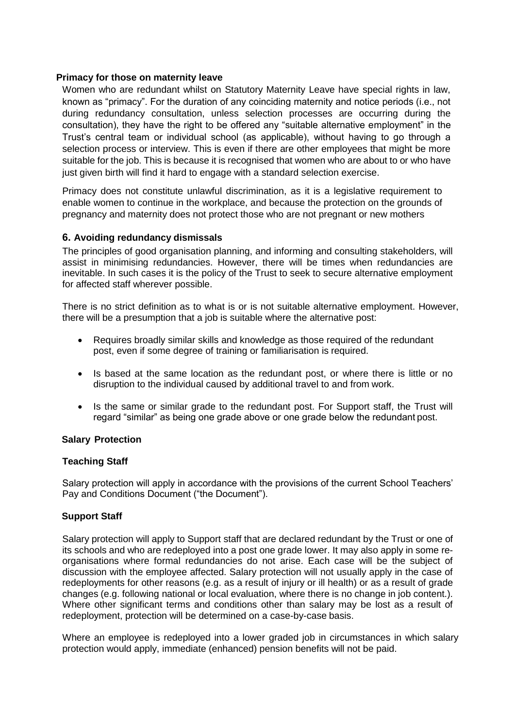### Primacy for those on maternity leave

Women who are redundant whilst on Statutory Maternity Leave have special rights in law, known as "primacy". For the duration of any coinciding maternity and notice periods (i.e., not during redundancy consultation, unless selection processes are occurring during the consultation), they have the right to be offered any "suitable alternative employment" in the Trust's central team or individual school (as applicable), without having to go through a selection process or interview. This is even if there are other employees that might be more suitable for the job. This is because it is recognised that women who are about to or who have just given birth will find it hard to engage with a standard selection exercise.

Primacy does not constitute unlawful discrimination, as it is a legislative requirement to enable women to continue in the workplace, and because the protection on the grounds of pregnancy and maternity does not protect those who are not pregnant or new mothers

## 6. Avoiding redundancy dismissals

The principles of good organisation planning, and informing and consulting stakeholders, will assist in minimising redundancies. However, there will be times when redundancies are inevitable. In such cases it is the policy of the Trust to seek to secure alternative employment for affected staff wherever possible.

There is no strict definition as to what is or is not suitable alternative employment. However, there will be a presumption that a job is suitable where the alternative post:

- Requires broadly similar skills and knowledge as those required of the redundant post, even if some degree of training or familiarisation is required.
- Is based at the same location as the redundant post, or where there is little or no disruption to the individual caused by additional travel to and from work.
- Is the same or similar grade to the redundant post. For Support staff, the Trust will regard "similar" as being one grade above or one grade below the redundant post.

### Salary Protection

#### Teaching Staff

Salary protection will apply in accordance with the provisions of the current School Teachers' Pay and Conditions Document ("the Document").

#### Support Staff

Salary protection will apply to Support staff that are declared redundant by the Trust or one of its schools and who are redeployed into a post one grade lower. It may also apply in some re-organisations where formal redundancies do not arise. Each case will be the subject of discussion with the employee affected. Salary protection will not usually apply in the case of redeployments for other reasons (e.g. as a result of injury or ill health) or as a result of grade changes (e.g. following national or local evaluation, where there is no change in job content.). Where other significant terms and conditions other than salary may be lost as a result of redeployment, protection will be determined on a case-by-case basis.

Where an employee is redeployed into a lower graded job in circumstances in which salary protection would apply, immediate (enhanced) pension benefits will not be paid.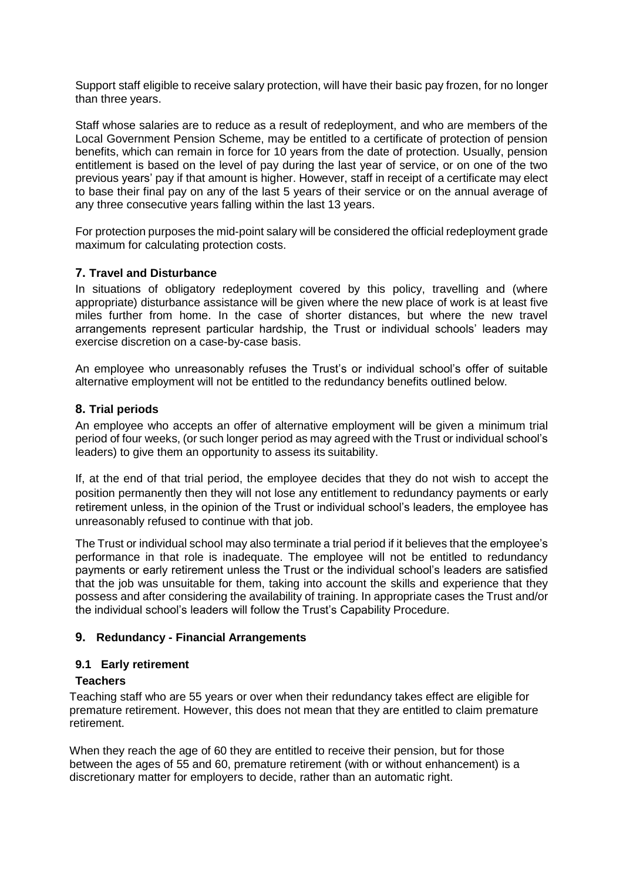Support staff eligible to receive salary protection, will have their basic pay frozen, for no longer than three years.

Staff whose salaries are to reduce as a result of redeployment, and who are members of the Local Government Pension Scheme, may be entitled to a certificate of protection of pension benefits, which can remain in force for 10 years from the date of protection. Usually, pension entitlement is based on the level of pay during the last year of service, or on one of the two previous years' pay if that amount is higher. However, staff in receipt of a certificate may elect to base their final pay on any of the last 5 years of their service or on the annual average of any three consecutive years falling within the last 13 years.

For protection purposes the mid-point salary will be considered the official redeployment grade maximum for calculating protection costs.

## 7. Travel and Disturbance

In situations of obligatory redeployment covered by this policy, travelling and (where appropriate) disturbance assistance will be given where the new place of work is at least five miles further from home. In the case of shorter distances, but where the new travel arrangements represent particular hardship, the Trust or individual schools' leaders may exercise discretion on a case-by-case basis.

An employee who unreasonably refuses the Trust's or individual school's offer of suitable alternative employment will not be entitled to the redundancy benefits outlined below.

## 8. Trial periods

An employee who accepts an offer of alternative employment will be given a minimum trial period of four weeks, (or such longer period as may agreed with the Trust or individual school's leaders) to give them an opportunity to assess its suitability.

If, at the end of that trial period, the employee decides that they do not wish to accept the position permanently then they will not lose any entitlement to redundancy payments or early retirement unless, in the opinion of the Trust or individual school's leaders, the employee has unreasonably refused to continue with that job.

The Trust or individual school may also terminate a trial period if it believes that the employee's performance in that role is inadequate. The employee will not be entitled to redundancy payments or early retirement unless the Trust or the individual school's leaders are satisfied that the job was unsuitable for them, taking into account the skills and experience that they possess and after considering the availability of training. In appropriate cases the Trust and/or the individual school's leaders will follow the Trust's Capability Procedure.

## 9. Redundancy - Financial Arrangements

### 9.1 Early retirement

**Teachers**

Teaching staff who are 55 years or over when their redundancy takes effect are eligible for premature retirement. However, this does not mean that they are entitled to claim premature retirement.

When they reach the age of 60 they are entitled to receive their pension, but for those between the ages of 55 and 60, premature retirement (with or without enhancement) is a discretionary matter for employers to decide, rather than an automatic right.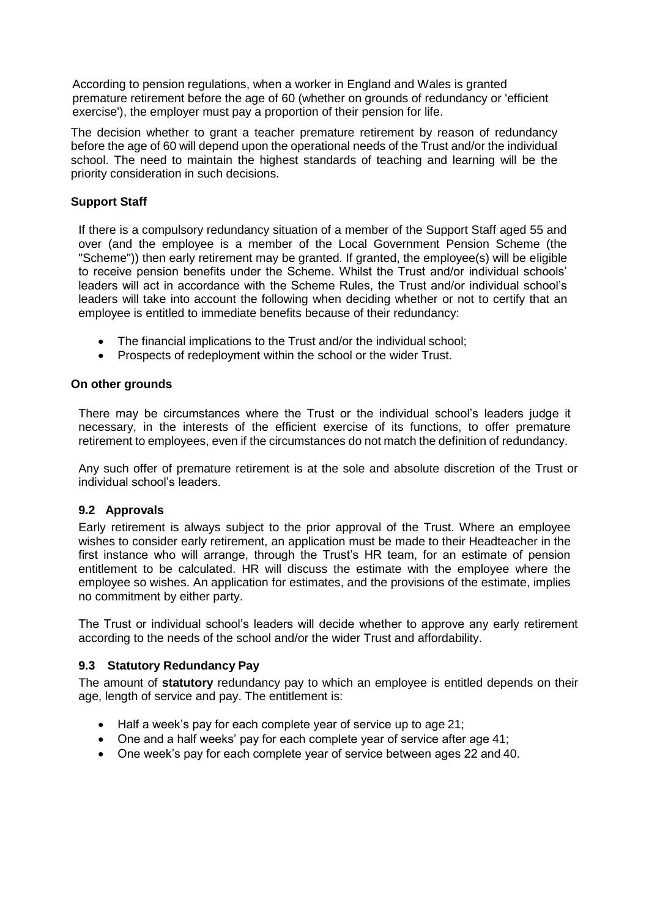According to pension regulations, when a worker in England and Wales is granted premature retirement before the age of 60 (whether on grounds of redundancy or 'efficient exercise'), the employer must pay a proportion of their pension for life.

The decision whether to grant a teacher premature retirement by reason of redundancy before the age of 60 will depend upon the operational needs of the Trust and/or the individual school. The need to maintain the highest standards of teaching and learning will be the priority consideration in such decisions.

**Support Staff**

If there is a compulsory redundancy situation of a member of the Support Staff aged 55 and over (and the employee is a member of the Local Government Pension Scheme (the "Scheme")) then early retirement may be granted. If granted, the employee(s) will be eligible to receive pension benefits under the Scheme. Whilst the Trust and/or individual schools' leaders will act in accordance with the Scheme Rules, the Trust and/or individual school's leaders will take into account the following when deciding whether or not to certify that an employee is entitled to immediate benefits because of their redundancy:

- The financial implications to the Trust and/or the individual school;
- Prospects of redeployment within the school or the wider Trust.

**On other grounds**

There may be circumstances where the Trust or the individual school's leaders judge it necessary, in the interests of the efficient exercise of its functions, to offer premature retirement to employees, even if the circumstances do not match the definition of redundancy.

Any such offer of premature retirement is at the sole and absolute discretion of the Trust or individual school's leaders.

### 9.2 Approvals

Early retirement is always subject to the prior approval of the Trust. Where an employee wishes to consider early retirement, an application must be made to their Headteacher in the first instance who will arrange, through the Trust's HR team, for an estimate of pension entitlement to be calculated. HR will discuss the estimate with the employee where the employee so wishes. An application for estimates, and the provisions of the estimate, implies no commitment by either party.

The Trust or individual school's leaders will decide whether to approve any early retirement according to the needs of the school and/or the wider Trust and affordability.

### 9.3 Statutory Redundancy Pay

The amount of **statutory** redundancy pay to which an employee is entitled depends on their age, length of service and pay. The entitlement is:

- Half a week's pay for each complete year of service up to age 21;
- One and a half weeks' pay for each complete year of service after age 41;
- One week's pay for each complete year of service between ages 22 and 40.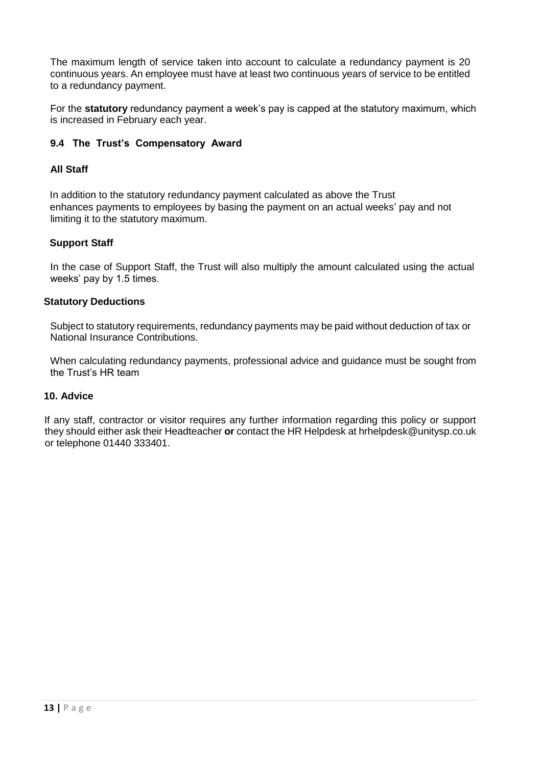The maximum length of service taken into account to calculate a redundancy payment is 20 continuous years. An employee must have at least two continuous years of service to be entitled to a redundancy payment.

For the **statutory** redundancy payment a week's pay is capped at the statutory maximum, which is increased in February each year.

### 9.4 The Trust's Compensatory Award

**All Staff**

In addition to the statutory redundancy payment calculated as above the Trust enhances payments to employees by basing the payment on an actual weeks' pay and not limiting it to the statutory maximum.

**Support Staff**

In the case of Support Staff, the Trust will also multiply the amount calculated using the actual weeks' pay by 1.5 times.

**Statutory Deductions**

Subject to statutory requirements, redundancy payments may be paid without deduction of tax or National Insurance Contributions.

When calculating redundancy payments, professional advice and guidance must be sought from the Trust's HR team

## 10. Advice

If any staff, contractor or visitor requires any further information regarding this policy or support they should either ask their Headteacher **or** contact the HR Helpdesk at hrhelpdesk@unitysp.co.uk or telephone 01440 333401.